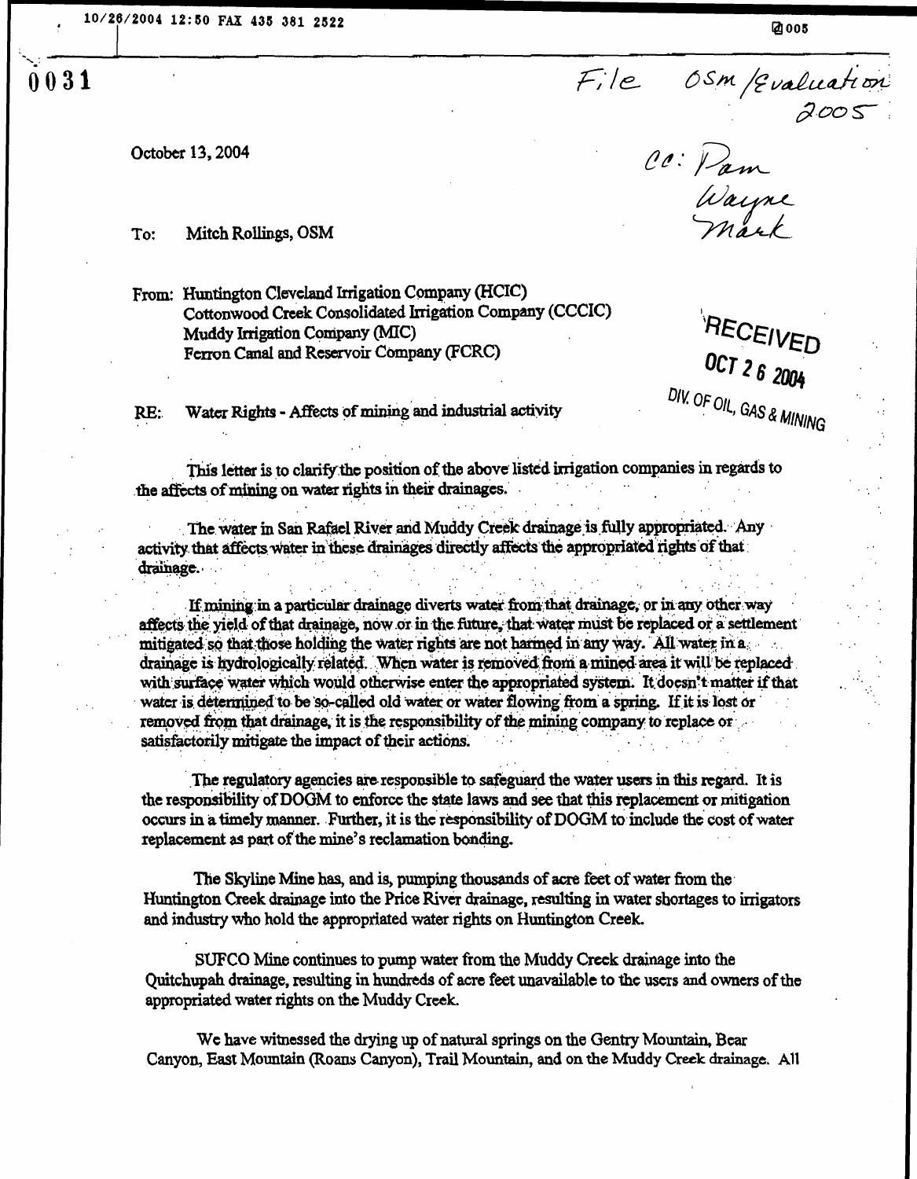October 13, 2004

To: Mitch Rollings, OSM

From: Huntington Cleveland Irrigation Company (HCIC)
Cottonwood Creek Consolidated Irrigation Company (CCCIC)
Muddy Irrigation Company (MIC)
Ferron Canal and Reservoir Company (FCRC)

RE: Water Rights - Affects of mining and industrial activity

This letter is to clarify the position of the above listed irrigation companies in regards to the affects of mining on water rights in their drainages.

The water in San Rafael River and Muddy Creek drainage is fully appropriated. Any activity that affects water in these drainages directly affects the appropriated rights of that drainage.

If mining in a particular drainage diverts water from that drainage, or in any other way affects the yield of that drainage, now or in the future, that water must be replaced or a settlement mitigated so that those holding the water rights are not harmed in any way. All water in a drainage is hydrologically related. When water is removed from a mined area it will be replaced with surface water which would otherwise enter the appropriated system. It doesn't matter if that water is determined to be so-called old water or water flowing from a spring. If it is lost or removed from that drainage, it is the responsibility of the mining company to replace or satisfactorily mitigate the impact of their actions.

The regulatory agencies are responsible to safeguard the water users in this regard. It is the responsibility of DOGM to enforce the state laws and see that this replacement or mitigation occurs in a timely manner. Further, it is the responsibility of DOGM to include the cost of water replacement as part of the mine's reclamation bonding.

The Skyline Mine has, and is, pumping thousands of acre feet of water from the Huntington Creek drainage into the Price River drainage, resulting in water shortages to irrigators and industry who hold the appropriated water rights on Huntington Creek.

SUFCO Mine continues to pump water from the Muddy Creek drainage into the Quitchupah drainage, resulting in hundreds of acre feet unavailable to the users and owners of the appropriated water rights on the Muddy Creek.

We have witnessed the drying up of natural springs on the Gentry Mountain, Bear Canyon, East Mountain (Roans Canyon), Trail Mountain, and on the Muddy Creek drainage. All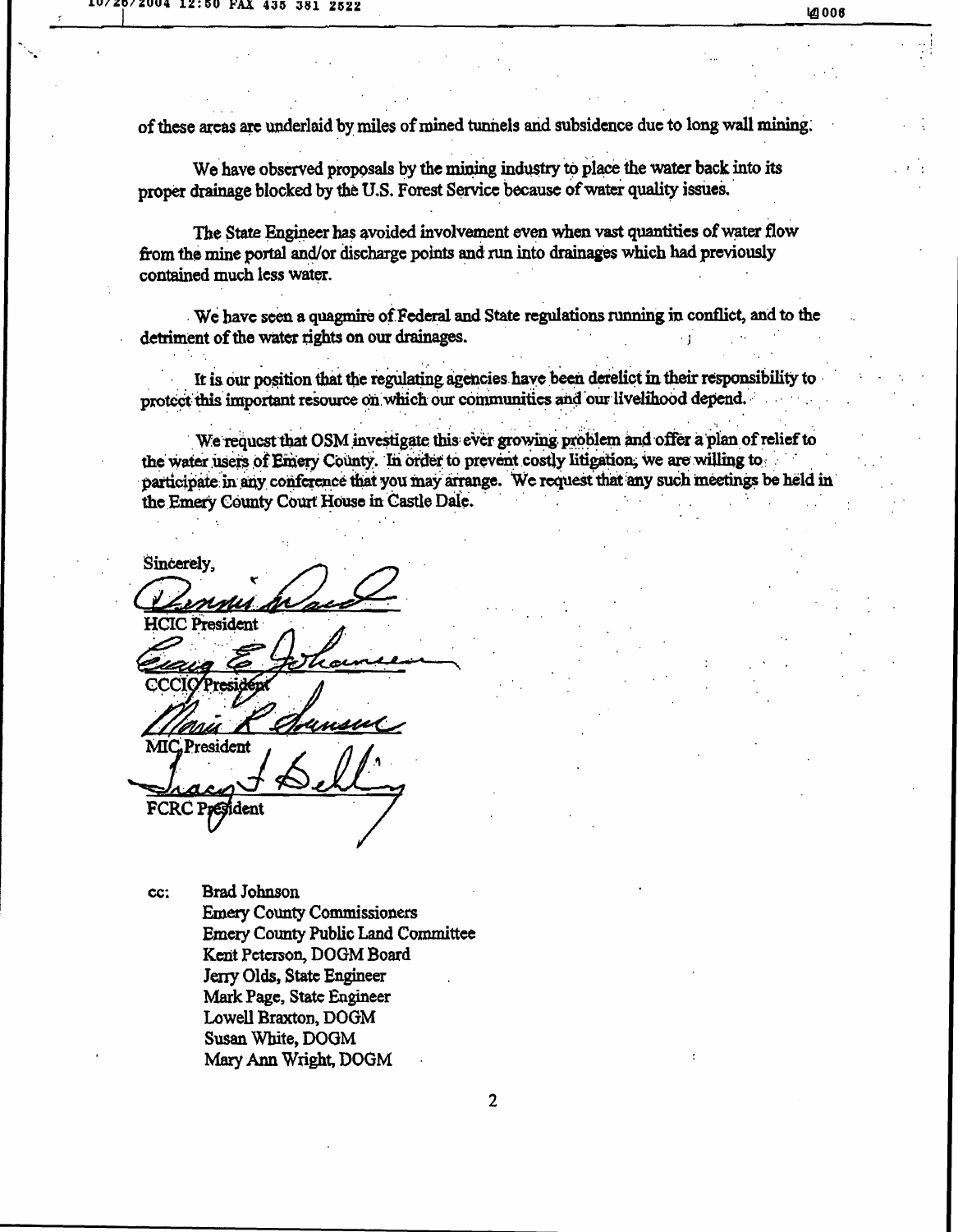of these areas are underlaid by miles of mined tunnels and subsidence due to long wall mining.

We have observed proposals by the mining industry to place the water back into its proper drainage blocked by the U.S. Forest Service because of water quality issues.

The State Engineer has avoided involvement even when vast quantities of water flow from the mine portal and/or discharge points and run into drainages which had previously contained much less water.

We have seen a quagmire of Federal and State regulations running in conflict, and to the detriment of the water rights on our drainages.

It is our position that the regulating agencies have been derelict in their responsibility to protect this important resource on which our communities and our livelihood depend.

We request that OSM investigate this ever growing problem and offer a plan of relief to the water users of Emery County. In order to prevent costly litigation, we are willing to participate in any conference that you may arrange. We request that any such meetings be held in the Emery County Court House in Castle Dale.

Sincerely,

HCIC President

CCCIC President

MIC President

FCRC President

cc: Brad Johnson
Emery County Commissioners
Emery County Public Land Committee
Kent Peterson, DOGM Board
Jerry Olds, State Engineer
Mark Page, State Engineer
Lowell Braxton, DOGM
Susan White, DOGM
Mary Ann Wright, DOGM